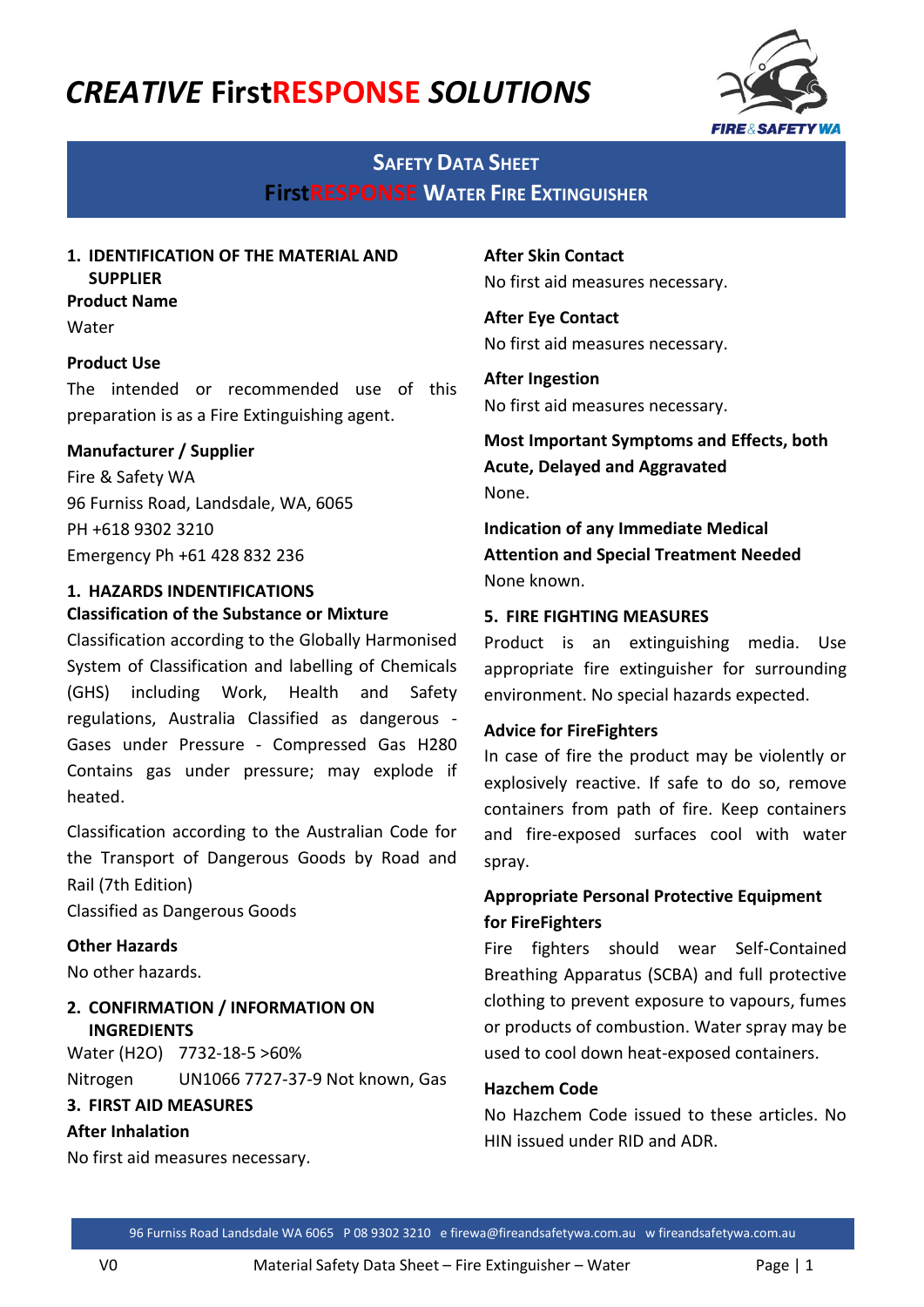# *CREATIVE* FirstRESPONSE *SOLUTIONS*

## Safety Data Sheet
## FirstRESPONSE Water Fire Extinguisher

### 1. IDENTIFICATION OF THE MATERIAL AND SUPPLIER

**Product Name**

Water

**Product Use**

The intended or recommended use of this preparation is as a Fire Extinguishing agent.

**Manufacturer / Supplier**

Fire & Safety WA
96 Furniss Road, Landsdale, WA, 6065
PH +618 9302 3210
Emergency Ph +61 428 832 236

### 1. HAZARDS INDENTIFICATIONS

**Classification of the Substance or Mixture**

Classification according to the Globally Harmonised System of Classification and labelling of Chemicals (GHS) including Work, Health and Safety regulations, Australia Classified as dangerous - Gases under Pressure - Compressed Gas H280 Contains gas under pressure; may explode if heated.

Classification according to the Australian Code for the Transport of Dangerous Goods by Road and Rail (7th Edition)
Classified as Dangerous Goods

**Other Hazards**

No other hazards.

### 2. CONFIRMATION / INFORMATION ON INGREDIENTS

Water ($H_2O$) 7732-18-5 >60%
Nitrogen UN1066 7727-37-9 Not known, Gas

### 3. FIRST AID MEASURES

**After Inhalation**

No first aid measures necessary.

**After Skin Contact**

No first aid measures necessary.

**After Eye Contact**

No first aid measures necessary.

**After Ingestion**

No first aid measures necessary.

**Most Important Symptoms and Effects, both Acute, Delayed and Aggravated**

None.

**Indication of any Immediate Medical Attention and Special Treatment Needed**

None known.

### 5. FIRE FIGHTING MEASURES

Product is an extinguishing media. Use appropriate fire extinguisher for surrounding environment. No special hazards expected.

**Advice for FireFighters**

In case of fire the product may be violently or explosively reactive. If safe to do so, remove containers from path of fire. Keep containers and fire-exposed surfaces cool with water spray.

**Appropriate Personal Protective Equipment for FireFighters**

Fire fighters should wear Self-Contained Breathing Apparatus (SCBA) and full protective clothing to prevent exposure to vapours, fumes or products of combustion. Water spray may be used to cool down heat-exposed containers.

**Hazchem Code**

No Hazchem Code issued to these articles. No HIN issued under RID and ADR.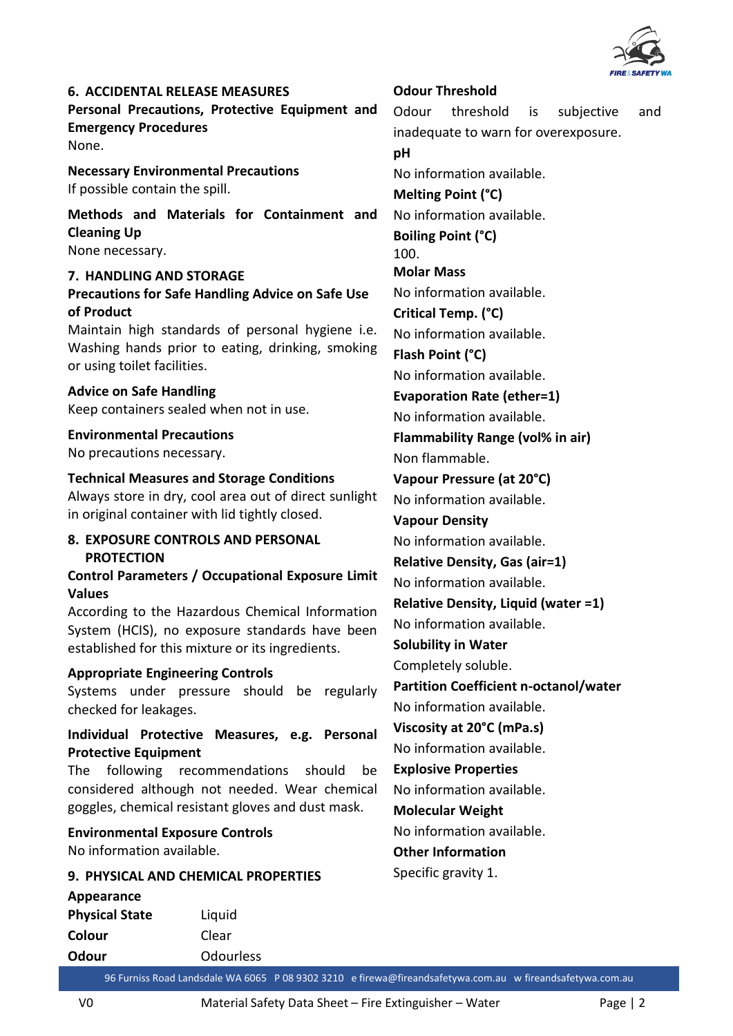## 6. ACCIDENTAL RELEASE MEASURES

### Personal Precautions, Protective Equipment and Emergency Procedures

None.

### Necessary Environmental Precautions

If possible contain the spill.

### Methods and Materials for Containment and Cleaning Up

None necessary.

## 7. HANDLING AND STORAGE

### Precautions for Safe Handling Advice on Safe Use of Product

Maintain high standards of personal hygiene i.e. Washing hands prior to eating, drinking, smoking or using toilet facilities.

### Advice on Safe Handling

Keep containers sealed when not in use.

### Environmental Precautions

No precautions necessary.

### Technical Measures and Storage Conditions

Always store in dry, cool area out of direct sunlight in original container with lid tightly closed.

## 8. EXPOSURE CONTROLS AND PERSONAL PROTECTION

### Control Parameters / Occupational Exposure Limit Values

According to the Hazardous Chemical Information System (HCIS), no exposure standards have been established for this mixture or its ingredients.

### Appropriate Engineering Controls

Systems under pressure should be regularly checked for leakages.

### Individual Protective Measures, e.g. Personal Protective Equipment

The following recommendations should be considered although not needed. Wear chemical goggles, chemical resistant gloves and dust mask.

### Environmental Exposure Controls

No information available.

## 9. PHYSICAL AND CHEMICAL PROPERTIES

### Appearance

| | |
|---|---|
| **Physical State** | Liquid |
| **Colour** | Clear |
| **Odour** | Odourless |

### Odour Threshold

Odour threshold is subjective and inadequate to warn for overexposure.

### pH

No information available.

### Melting Point (°C)

No information available.

### Boiling Point (°C)

100.

### Molar Mass

No information available.

### Critical Temp. (°C)

No information available.

### Flash Point (°C)

No information available.

### Evaporation Rate (ether=1)

No information available.

### Flammability Range (vol% in air)

Non flammable.

### Vapour Pressure (at 20°C)

No information available.

### Vapour Density

No information available.

### Relative Density, Gas (air=1)

No information available.

### Relative Density, Liquid (water =1)

No information available.

### Solubility in Water

Completely soluble.

### Partition Coefficient n-octanol/water

No information available.

### Viscosity at 20°C (mPa.s)

No information available.

### Explosive Properties

No information available.

### Molecular Weight

No information available.

### Other Information

Specific gravity 1.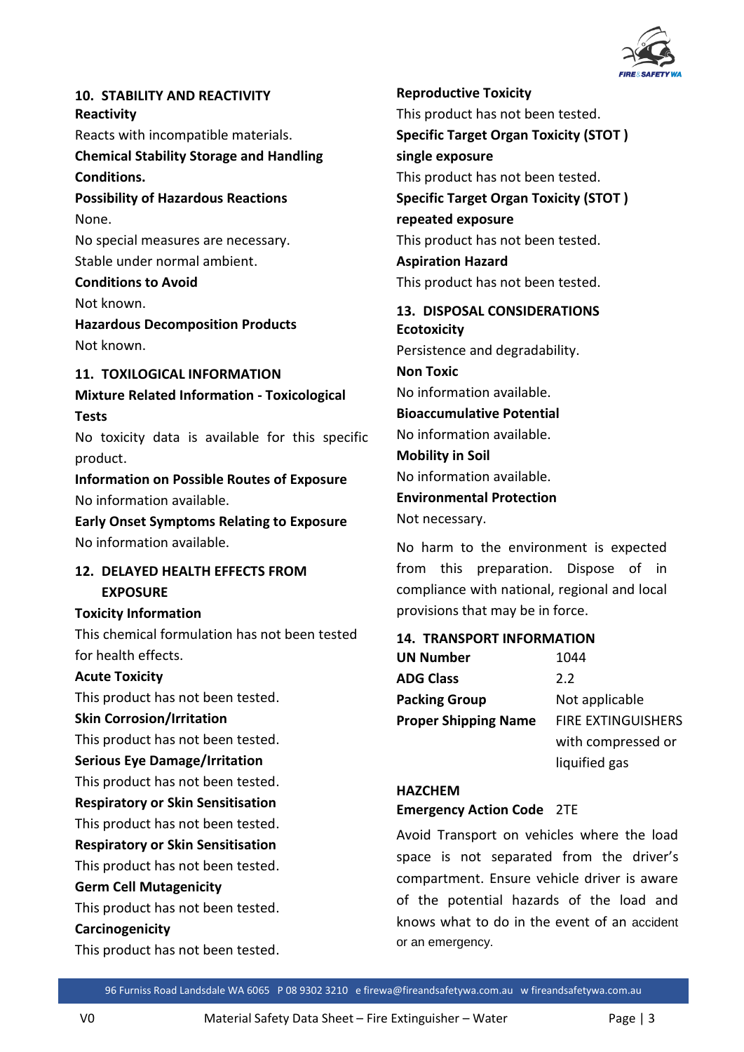## 10. STABILITY AND REACTIVITY

**Reactivity**

Reacts with incompatible materials.

**Chemical Stability Storage and Handling Conditions.**

**Possibility of Hazardous Reactions**

None.

No special measures are necessary.

Stable under normal ambient.

**Conditions to Avoid**

Not known.

**Hazardous Decomposition Products**

Not known.

## 11. TOXILOGICAL INFORMATION

**Mixture Related Information - Toxicological Tests**

No toxicity data is available for this specific product.

**Information on Possible Routes of Exposure**

No information available.

**Early Onset Symptoms Relating to Exposure**

No information available.

## 12. DELAYED HEALTH EFFECTS FROM EXPOSURE

**Toxicity Information**

This chemical formulation has not been tested for health effects.

**Acute Toxicity**

This product has not been tested.

**Skin Corrosion/Irritation**

This product has not been tested.

**Serious Eye Damage/Irritation**

This product has not been tested.

**Respiratory or Skin Sensitisation**

This product has not been tested.

**Respiratory or Skin Sensitisation**

This product has not been tested.

**Germ Cell Mutagenicity**

This product has not been tested.

**Carcinogenicity**

This product has not been tested.

**Reproductive Toxicity**

This product has not been tested.

**Specific Target Organ Toxicity (STOT ) single exposure**

This product has not been tested.

**Specific Target Organ Toxicity (STOT ) repeated exposure**

This product has not been tested.

**Aspiration Hazard**

This product has not been tested.

## 13. DISPOSAL CONSIDERATIONS

**Ecotoxicity**

Persistence and degradability.

**Non Toxic**

No information available.

**Bioaccumulative Potential**

No information available.

**Mobility in Soil**

No information available.

**Environmental Protection**

Not necessary.

No harm to the environment is expected from this preparation. Dispose of in compliance with national, regional and local provisions that may be in force.

## 14. TRANSPORT INFORMATION

| | |
|---|---|
| **UN Number** | 1044 |
| **ADG Class** | 2.2 |
| **Packing Group** | Not applicable |
| **Proper Shipping Name** | FIRE EXTINGUISHERS with compressed or liquified gas |

**HAZCHEM**

**Emergency Action Code** 2TE

Avoid Transport on vehicles where the load space is not separated from the driver's compartment. Ensure vehicle driver is aware of the potential hazards of the load and knows what to do in the event of an accident or an emergency.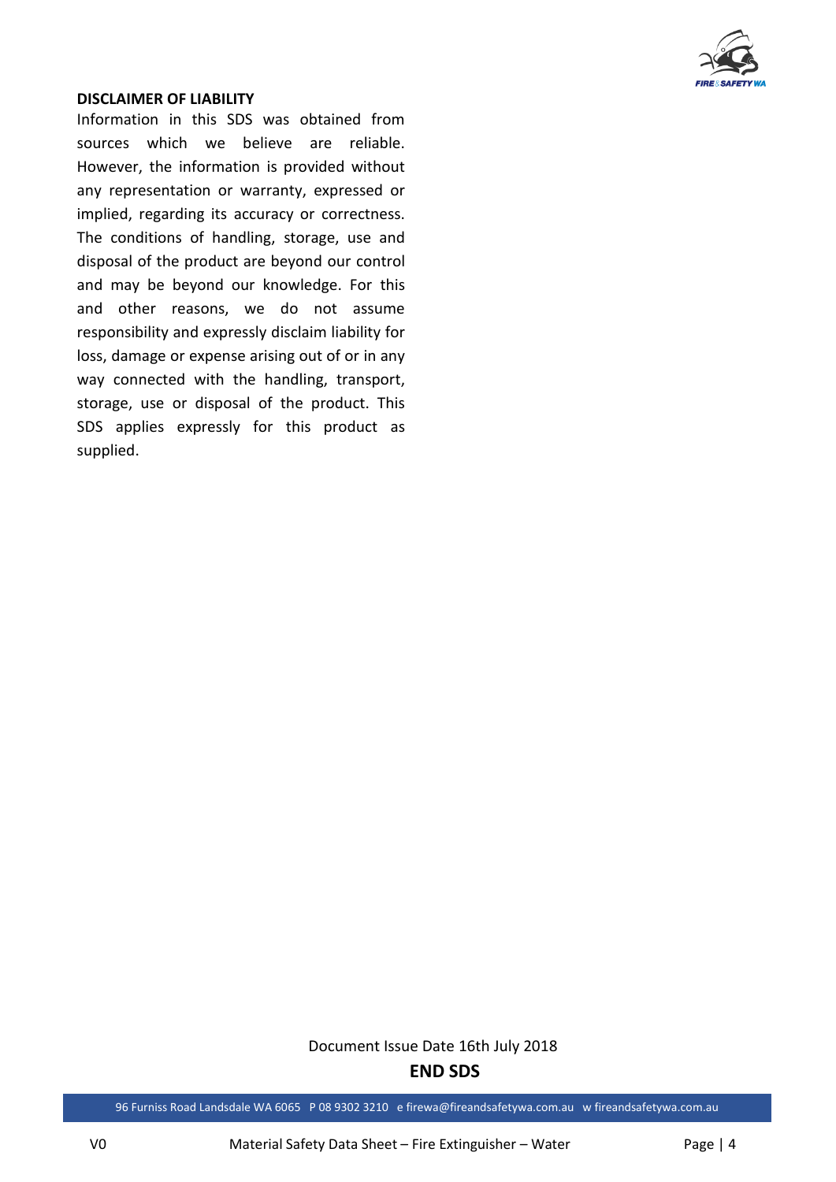**DISCLAIMER OF LIABILITY**

Information in this SDS was obtained from sources which we believe are reliable. However, the information is provided without any representation or warranty, expressed or implied, regarding its accuracy or correctness. The conditions of handling, storage, use and disposal of the product are beyond our control and may be beyond our knowledge. For this and other reasons, we do not assume responsibility and expressly disclaim liability for loss, damage or expense arising out of or in any way connected with the handling, transport, storage, use or disposal of the product. This SDS applies expressly for this product as supplied.

Document Issue Date 16th July 2018

**END SDS**